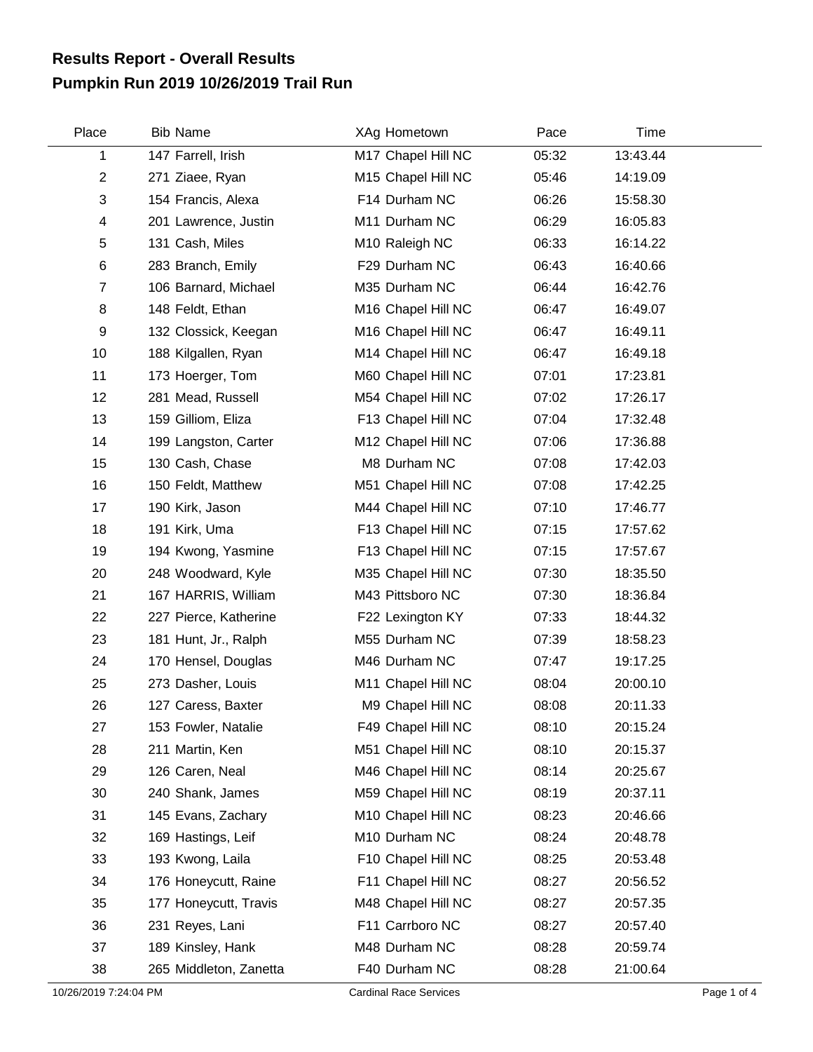# Results Report - Overall Results
# Pumpkin Run 2019 10/26/2019 Trail Run

| Place | Bib | Name | XAg | Hometown | Pace | Time |
|---|---|---|---|---|---|---|
| 1 | 147 | Farrell, Irish | M17 | Chapel Hill NC | 05:32 | 13:43.44 |
| 2 | 271 | Ziaee, Ryan | M15 | Chapel Hill NC | 05:46 | 14:19.09 |
| 3 | 154 | Francis, Alexa | F14 | Durham NC | 06:26 | 15:58.30 |
| 4 | 201 | Lawrence, Justin | M11 | Durham NC | 06:29 | 16:05.83 |
| 5 | 131 | Cash, Miles | M10 | Raleigh NC | 06:33 | 16:14.22 |
| 6 | 283 | Branch, Emily | F29 | Durham NC | 06:43 | 16:40.66 |
| 7 | 106 | Barnard, Michael | M35 | Durham NC | 06:44 | 16:42.76 |
| 8 | 148 | Feldt, Ethan | M16 | Chapel Hill NC | 06:47 | 16:49.07 |
| 9 | 132 | Clossick, Keegan | M16 | Chapel Hill NC | 06:47 | 16:49.11 |
| 10 | 188 | Kilgallen, Ryan | M14 | Chapel Hill NC | 06:47 | 16:49.18 |
| 11 | 173 | Hoerger, Tom | M60 | Chapel Hill NC | 07:01 | 17:23.81 |
| 12 | 281 | Mead, Russell | M54 | Chapel Hill NC | 07:02 | 17:26.17 |
| 13 | 159 | Gilliom, Eliza | F13 | Chapel Hill NC | 07:04 | 17:32.48 |
| 14 | 199 | Langston, Carter | M12 | Chapel Hill NC | 07:06 | 17:36.88 |
| 15 | 130 | Cash, Chase | M8 | Durham NC | 07:08 | 17:42.03 |
| 16 | 150 | Feldt, Matthew | M51 | Chapel Hill NC | 07:08 | 17:42.25 |
| 17 | 190 | Kirk, Jason | M44 | Chapel Hill NC | 07:10 | 17:46.77 |
| 18 | 191 | Kirk, Uma | F13 | Chapel Hill NC | 07:15 | 17:57.62 |
| 19 | 194 | Kwong, Yasmine | F13 | Chapel Hill NC | 07:15 | 17:57.67 |
| 20 | 248 | Woodward, Kyle | M35 | Chapel Hill NC | 07:30 | 18:35.50 |
| 21 | 167 | HARRIS, William | M43 | Pittsboro NC | 07:30 | 18:36.84 |
| 22 | 227 | Pierce, Katherine | F22 | Lexington KY | 07:33 | 18:44.32 |
| 23 | 181 | Hunt, Jr., Ralph | M55 | Durham NC | 07:39 | 18:58.23 |
| 24 | 170 | Hensel, Douglas | M46 | Durham NC | 07:47 | 19:17.25 |
| 25 | 273 | Dasher, Louis | M11 | Chapel Hill NC | 08:04 | 20:00.10 |
| 26 | 127 | Caress, Baxter | M9 | Chapel Hill NC | 08:08 | 20:11.33 |
| 27 | 153 | Fowler, Natalie | F49 | Chapel Hill NC | 08:10 | 20:15.24 |
| 28 | 211 | Martin, Ken | M51 | Chapel Hill NC | 08:10 | 20:15.37 |
| 29 | 126 | Caren, Neal | M46 | Chapel Hill NC | 08:14 | 20:25.67 |
| 30 | 240 | Shank, James | M59 | Chapel Hill NC | 08:19 | 20:37.11 |
| 31 | 145 | Evans, Zachary | M10 | Chapel Hill NC | 08:23 | 20:46.66 |
| 32 | 169 | Hastings, Leif | M10 | Durham NC | 08:24 | 20:48.78 |
| 33 | 193 | Kwong, Laila | F10 | Chapel Hill NC | 08:25 | 20:53.48 |
| 34 | 176 | Honeycutt, Raine | F11 | Chapel Hill NC | 08:27 | 20:56.52 |
| 35 | 177 | Honeycutt, Travis | M48 | Chapel Hill NC | 08:27 | 20:57.35 |
| 36 | 231 | Reyes, Lani | F11 | Carrboro NC | 08:27 | 20:57.40 |
| 37 | 189 | Kinsley, Hank | M48 | Durham NC | 08:28 | 20:59.74 |
| 38 | 265 | Middleton, Zanetta | F40 | Durham NC | 08:28 | 21:00.64 |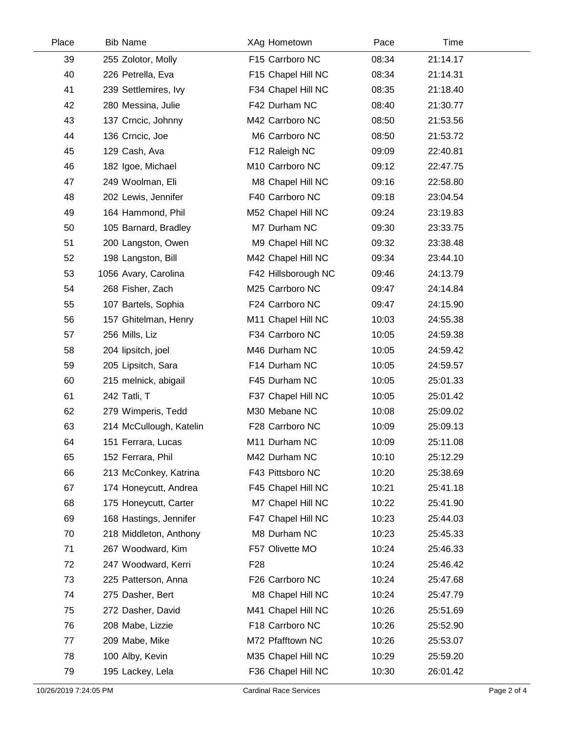| Place | Bib | Name | XAg | Hometown | Pace | Time |
|---|---|---|---|---|---|---|
| 39 | 255 | Zolotor, Molly | F15 | Carrboro NC | 08:34 | 21:14.17 |
| 40 | 226 | Petrella, Eva | F15 | Chapel Hill NC | 08:34 | 21:14.31 |
| 41 | 239 | Settlemires, Ivy | F34 | Chapel Hill NC | 08:35 | 21:18.40 |
| 42 | 280 | Messina, Julie | F42 | Durham NC | 08:40 | 21:30.77 |
| 43 | 137 | Crncic, Johnny | M42 | Carrboro NC | 08:50 | 21:53.56 |
| 44 | 136 | Crncic, Joe | M6 | Carrboro NC | 08:50 | 21:53.72 |
| 45 | 129 | Cash, Ava | F12 | Raleigh NC | 09:09 | 22:40.81 |
| 46 | 182 | Igoe, Michael | M10 | Carrboro NC | 09:12 | 22:47.75 |
| 47 | 249 | Woolman, Eli | M8 | Chapel Hill NC | 09:16 | 22:58.80 |
| 48 | 202 | Lewis, Jennifer | F40 | Carrboro NC | 09:18 | 23:04.54 |
| 49 | 164 | Hammond, Phil | M52 | Chapel Hill NC | 09:24 | 23:19.83 |
| 50 | 105 | Barnard, Bradley | M7 | Durham NC | 09:30 | 23:33.75 |
| 51 | 200 | Langston, Owen | M9 | Chapel Hill NC | 09:32 | 23:38.48 |
| 52 | 198 | Langston, Bill | M42 | Chapel Hill NC | 09:34 | 23:44.10 |
| 53 | 1056 | Avary, Carolina | F42 | Hillsborough NC | 09:46 | 24:13.79 |
| 54 | 268 | Fisher, Zach | M25 | Carrboro NC | 09:47 | 24:14.84 |
| 55 | 107 | Bartels, Sophia | F24 | Carrboro NC | 09:47 | 24:15.90 |
| 56 | 157 | Ghitelman, Henry | M11 | Chapel Hill NC | 10:03 | 24:55.38 |
| 57 | 256 | Mills, Liz | F34 | Carrboro NC | 10:05 | 24:59.38 |
| 58 | 204 | lipsitch, joel | M46 | Durham NC | 10:05 | 24:59.42 |
| 59 | 205 | Lipsitch, Sara | F14 | Durham NC | 10:05 | 24:59.57 |
| 60 | 215 | melnick, abigail | F45 | Durham NC | 10:05 | 25:01.33 |
| 61 | 242 | Tatli, T | F37 | Chapel Hill NC | 10:05 | 25:01.42 |
| 62 | 279 | Wimperis, Tedd | M30 | Mebane NC | 10:08 | 25:09.02 |
| 63 | 214 | McCullough, Katelin | F28 | Carrboro NC | 10:09 | 25:09.13 |
| 64 | 151 | Ferrara, Lucas | M11 | Durham NC | 10:09 | 25:11.08 |
| 65 | 152 | Ferrara, Phil | M42 | Durham NC | 10:10 | 25:12.29 |
| 66 | 213 | McConkey, Katrina | F43 | Pittsboro NC | 10:20 | 25:38.69 |
| 67 | 174 | Honeycutt, Andrea | F45 | Chapel Hill NC | 10:21 | 25:41.18 |
| 68 | 175 | Honeycutt, Carter | M7 | Chapel Hill NC | 10:22 | 25:41.90 |
| 69 | 168 | Hastings, Jennifer | F47 | Chapel Hill NC | 10:23 | 25:44.03 |
| 70 | 218 | Middleton, Anthony | M8 | Durham NC | 10:23 | 25:45.33 |
| 71 | 267 | Woodward, Kim | F57 | Olivette MO | 10:24 | 25:46.33 |
| 72 | 247 | Woodward, Kerri | F28 | | 10:24 | 25:46.42 |
| 73 | 225 | Patterson, Anna | F26 | Carrboro NC | 10:24 | 25:47.68 |
| 74 | 275 | Dasher, Bert | M8 | Chapel Hill NC | 10:24 | 25:47.79 |
| 75 | 272 | Dasher, David | M41 | Chapel Hill NC | 10:26 | 25:51.69 |
| 76 | 208 | Mabe, Lizzie | F18 | Carrboro NC | 10:26 | 25:52.90 |
| 77 | 209 | Mabe, Mike | M72 | Pfafftown NC | 10:26 | 25:53.07 |
| 78 | 100 | Alby, Kevin | M35 | Chapel Hill NC | 10:29 | 25:59.20 |
| 79 | 195 | Lackey, Lela | F36 | Chapel Hill NC | 10:30 | 26:01.42 |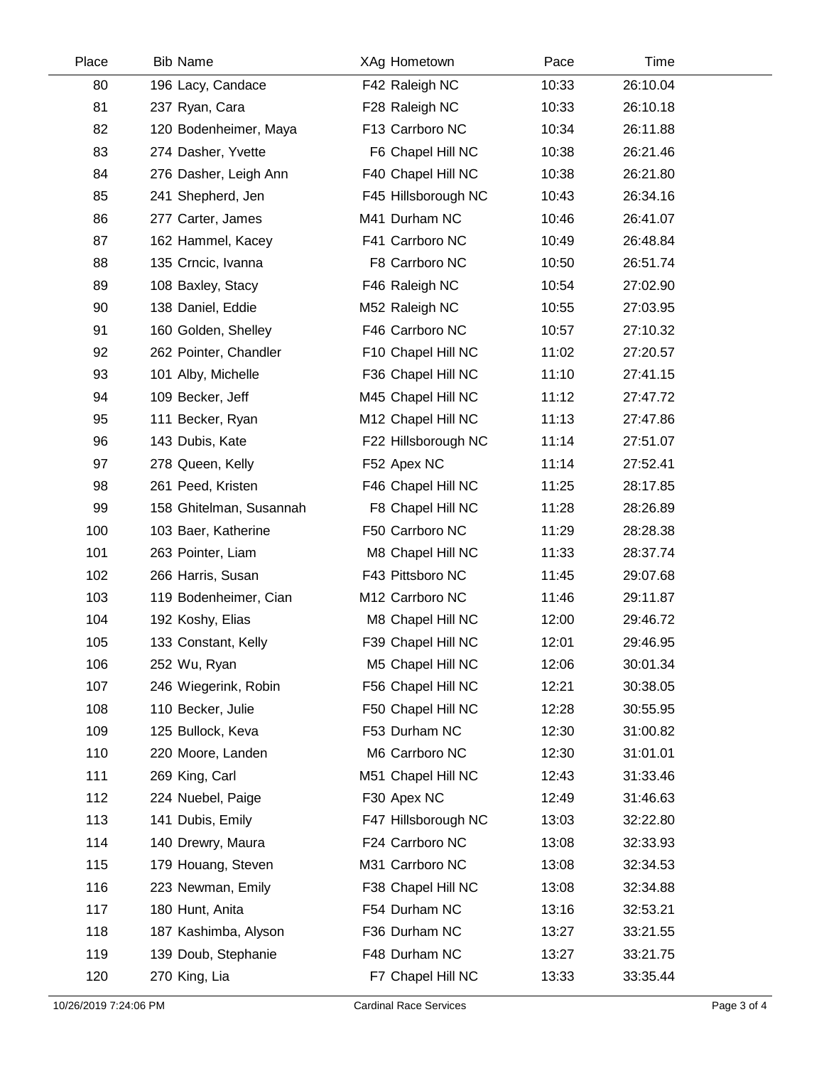| Place | Bib | Name | XAg | Hometown | Pace | Time |
|---|---|---|---|---|---|---|
| 80 | 196 | Lacy, Candace | F42 | Raleigh NC | 10:33 | 26:10.04 |
| 81 | 237 | Ryan, Cara | F28 | Raleigh NC | 10:33 | 26:10.18 |
| 82 | 120 | Bodenheimer, Maya | F13 | Carrboro NC | 10:34 | 26:11.88 |
| 83 | 274 | Dasher, Yvette | F6 | Chapel Hill NC | 10:38 | 26:21.46 |
| 84 | 276 | Dasher, Leigh Ann | F40 | Chapel Hill NC | 10:38 | 26:21.80 |
| 85 | 241 | Shepherd, Jen | F45 | Hillsborough NC | 10:43 | 26:34.16 |
| 86 | 277 | Carter, James | M41 | Durham NC | 10:46 | 26:41.07 |
| 87 | 162 | Hammel, Kacey | F41 | Carrboro NC | 10:49 | 26:48.84 |
| 88 | 135 | Crncic, Ivanna | F8 | Carrboro NC | 10:50 | 26:51.74 |
| 89 | 108 | Baxley, Stacy | F46 | Raleigh NC | 10:54 | 27:02.90 |
| 90 | 138 | Daniel, Eddie | M52 | Raleigh NC | 10:55 | 27:03.95 |
| 91 | 160 | Golden, Shelley | F46 | Carrboro NC | 10:57 | 27:10.32 |
| 92 | 262 | Pointer, Chandler | F10 | Chapel Hill NC | 11:02 | 27:20.57 |
| 93 | 101 | Alby, Michelle | F36 | Chapel Hill NC | 11:10 | 27:41.15 |
| 94 | 109 | Becker, Jeff | M45 | Chapel Hill NC | 11:12 | 27:47.72 |
| 95 | 111 | Becker, Ryan | M12 | Chapel Hill NC | 11:13 | 27:47.86 |
| 96 | 143 | Dubis, Kate | F22 | Hillsborough NC | 11:14 | 27:51.07 |
| 97 | 278 | Queen, Kelly | F52 | Apex NC | 11:14 | 27:52.41 |
| 98 | 261 | Peed, Kristen | F46 | Chapel Hill NC | 11:25 | 28:17.85 |
| 99 | 158 | Ghitelman, Susannah | F8 | Chapel Hill NC | 11:28 | 28:26.89 |
| 100 | 103 | Baer, Katherine | F50 | Carrboro NC | 11:29 | 28:28.38 |
| 101 | 263 | Pointer, Liam | M8 | Chapel Hill NC | 11:33 | 28:37.74 |
| 102 | 266 | Harris, Susan | F43 | Pittsboro NC | 11:45 | 29:07.68 |
| 103 | 119 | Bodenheimer, Cian | M12 | Carrboro NC | 11:46 | 29:11.87 |
| 104 | 192 | Koshy, Elias | M8 | Chapel Hill NC | 12:00 | 29:46.72 |
| 105 | 133 | Constant, Kelly | F39 | Chapel Hill NC | 12:01 | 29:46.95 |
| 106 | 252 | Wu, Ryan | M5 | Chapel Hill NC | 12:06 | 30:01.34 |
| 107 | 246 | Wiegerink, Robin | F56 | Chapel Hill NC | 12:21 | 30:38.05 |
| 108 | 110 | Becker, Julie | F50 | Chapel Hill NC | 12:28 | 30:55.95 |
| 109 | 125 | Bullock, Keva | F53 | Durham NC | 12:30 | 31:00.82 |
| 110 | 220 | Moore, Landen | M6 | Carrboro NC | 12:30 | 31:01.01 |
| 111 | 269 | King, Carl | M51 | Chapel Hill NC | 12:43 | 31:33.46 |
| 112 | 224 | Nuebel, Paige | F30 | Apex NC | 12:49 | 31:46.63 |
| 113 | 141 | Dubis, Emily | F47 | Hillsborough NC | 13:03 | 32:22.80 |
| 114 | 140 | Drewry, Maura | F24 | Carrboro NC | 13:08 | 32:33.93 |
| 115 | 179 | Houang, Steven | M31 | Carrboro NC | 13:08 | 32:34.53 |
| 116 | 223 | Newman, Emily | F38 | Chapel Hill NC | 13:08 | 32:34.88 |
| 117 | 180 | Hunt, Anita | F54 | Durham NC | 13:16 | 32:53.21 |
| 118 | 187 | Kashimba, Alyson | F36 | Durham NC | 13:27 | 33:21.55 |
| 119 | 139 | Doub, Stephanie | F48 | Durham NC | 13:27 | 33:21.75 |
| 120 | 270 | King, Lia | F7 | Chapel Hill NC | 13:33 | 33:35.44 |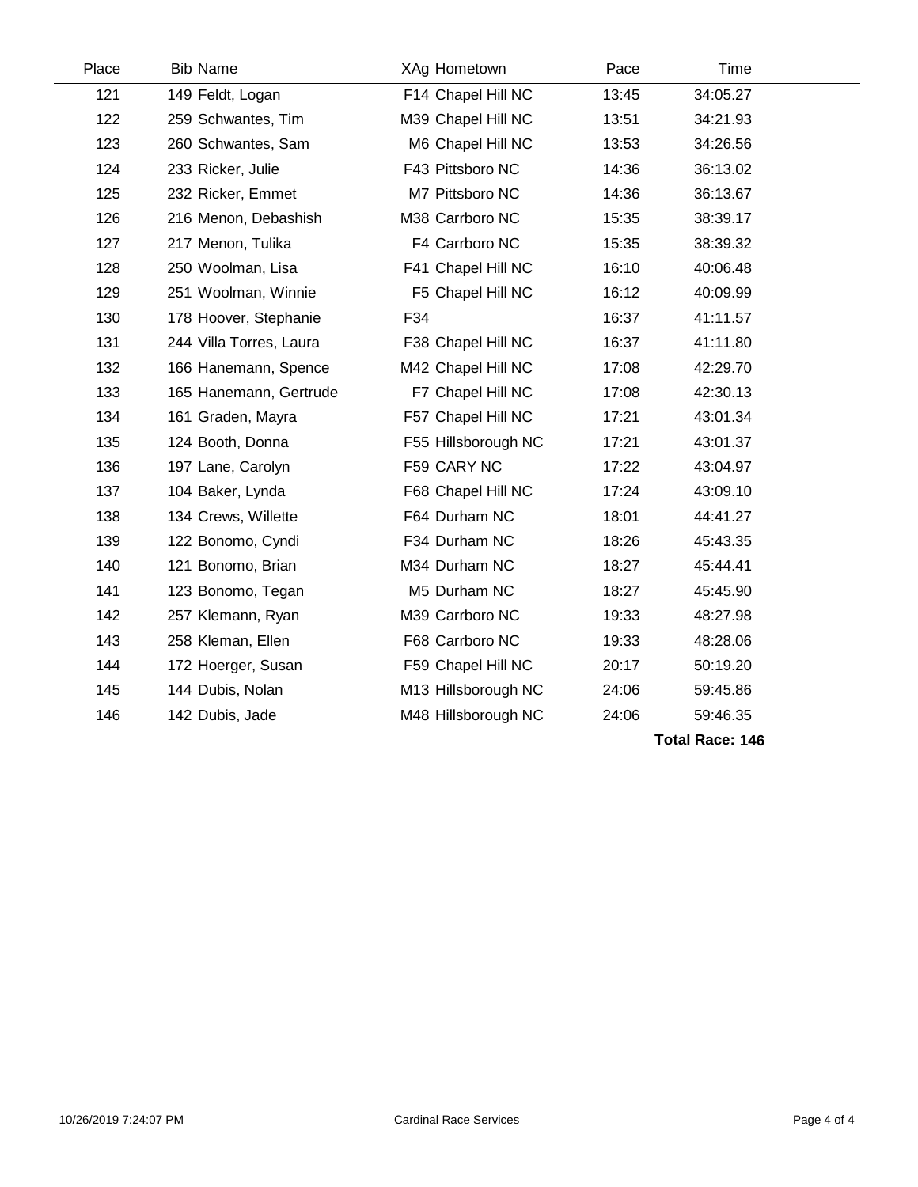| Place | Bib | Name | XAg | Hometown | Pace | Time |
|---|---|---|---|---|---|---|
| 121 | 149 | Feldt, Logan | F14 | Chapel Hill NC | 13:45 | 34:05.27 |
| 122 | 259 | Schwantes, Tim | M39 | Chapel Hill NC | 13:51 | 34:21.93 |
| 123 | 260 | Schwantes, Sam | M6 | Chapel Hill NC | 13:53 | 34:26.56 |
| 124 | 233 | Ricker, Julie | F43 | Pittsboro NC | 14:36 | 36:13.02 |
| 125 | 232 | Ricker, Emmet | M7 | Pittsboro NC | 14:36 | 36:13.67 |
| 126 | 216 | Menon, Debashish | M38 | Carrboro NC | 15:35 | 38:39.17 |
| 127 | 217 | Menon, Tulika | F4 | Carrboro NC | 15:35 | 38:39.32 |
| 128 | 250 | Woolman, Lisa | F41 | Chapel Hill NC | 16:10 | 40:06.48 |
| 129 | 251 | Woolman, Winnie | F5 | Chapel Hill NC | 16:12 | 40:09.99 |
| 130 | 178 | Hoover, Stephanie | F34 | | 16:37 | 41:11.57 |
| 131 | 244 | Villa Torres, Laura | F38 | Chapel Hill NC | 16:37 | 41:11.80 |
| 132 | 166 | Hanemann, Spence | M42 | Chapel Hill NC | 17:08 | 42:29.70 |
| 133 | 165 | Hanemann, Gertrude | F7 | Chapel Hill NC | 17:08 | 42:30.13 |
| 134 | 161 | Graden, Mayra | F57 | Chapel Hill NC | 17:21 | 43:01.34 |
| 135 | 124 | Booth, Donna | F55 | Hillsborough NC | 17:21 | 43:01.37 |
| 136 | 197 | Lane, Carolyn | F59 | CARY NC | 17:22 | 43:04.97 |
| 137 | 104 | Baker, Lynda | F68 | Chapel Hill NC | 17:24 | 43:09.10 |
| 138 | 134 | Crews, Willette | F64 | Durham NC | 18:01 | 44:41.27 |
| 139 | 122 | Bonomo, Cyndi | F34 | Durham NC | 18:26 | 45:43.35 |
| 140 | 121 | Bonomo, Brian | M34 | Durham NC | 18:27 | 45:44.41 |
| 141 | 123 | Bonomo, Tegan | M5 | Durham NC | 18:27 | 45:45.90 |
| 142 | 257 | Klemann, Ryan | M39 | Carrboro NC | 19:33 | 48:27.98 |
| 143 | 258 | Kleman, Ellen | F68 | Carrboro NC | 19:33 | 48:28.06 |
| 144 | 172 | Hoerger, Susan | F59 | Chapel Hill NC | 20:17 | 50:19.20 |
| 145 | 144 | Dubis, Nolan | M13 | Hillsborough NC | 24:06 | 59:45.86 |
| 146 | 142 | Dubis, Jade | M48 | Hillsborough NC | 24:06 | 59:46.35 |

**Total Race: 146**

10/26/2019 7:24:07 PM

Cardinal Race Services